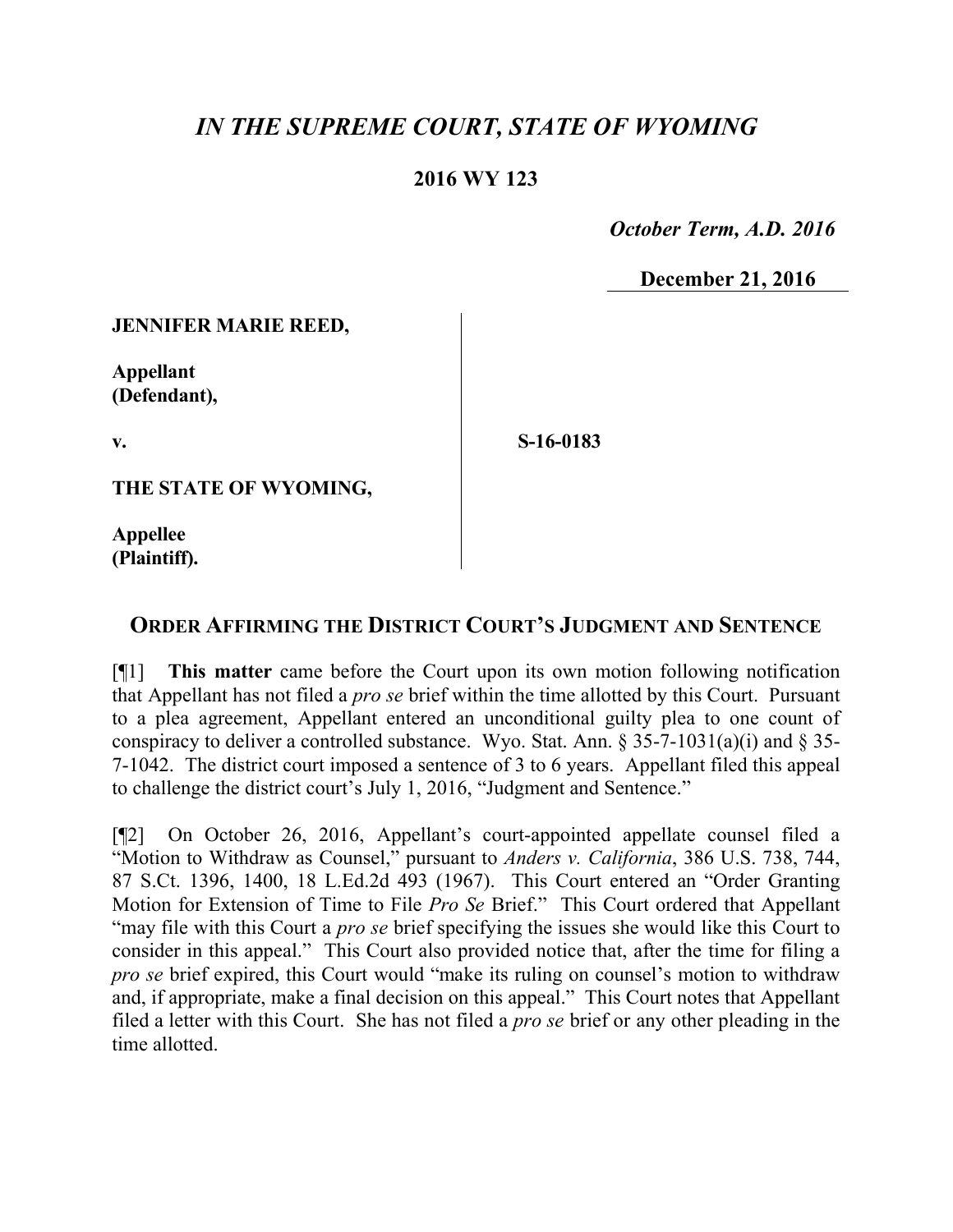# *IN THE SUPREME COURT, STATE OF WYOMING*

**2016 WY 123**

*October Term, A.D. 2016*

**December 21, 2016**

**JENNIFER MARIE REED,**

**Appellant (Defendant),**

**v.**

**THE STATE OF WYOMING,**

**Appellee (Plaintiff).**

**S-16-0183**

## ORDER AFFIRMING THE DISTRICT COURT'S JUDGMENT AND SENTENCE

[¶1] **This matter** came before the Court upon its own motion following notification that Appellant has not filed a *pro se* brief within the time allotted by this Court. Pursuant to a plea agreement, Appellant entered an unconditional guilty plea to one count of conspiracy to deliver a controlled substance. Wyo. Stat. Ann. § 35-7-1031(a)(i) and § 35-7-1042. The district court imposed a sentence of 3 to 6 years. Appellant filed this appeal to challenge the district court's July 1, 2016, "Judgment and Sentence."

[¶2] On October 26, 2016, Appellant's court-appointed appellate counsel filed a "Motion to Withdraw as Counsel," pursuant to *Anders v. California*, 386 U.S. 738, 744, 87 S.Ct. 1396, 1400, 18 L.Ed.2d 493 (1967). This Court entered an "Order Granting Motion for Extension of Time to File *Pro Se* Brief." This Court ordered that Appellant "may file with this Court a *pro se* brief specifying the issues she would like this Court to consider in this appeal." This Court also provided notice that, after the time for filing a *pro se* brief expired, this Court would "make its ruling on counsel's motion to withdraw and, if appropriate, make a final decision on this appeal." This Court notes that Appellant filed a letter with this Court. She has not filed a *pro se* brief or any other pleading in the time allotted.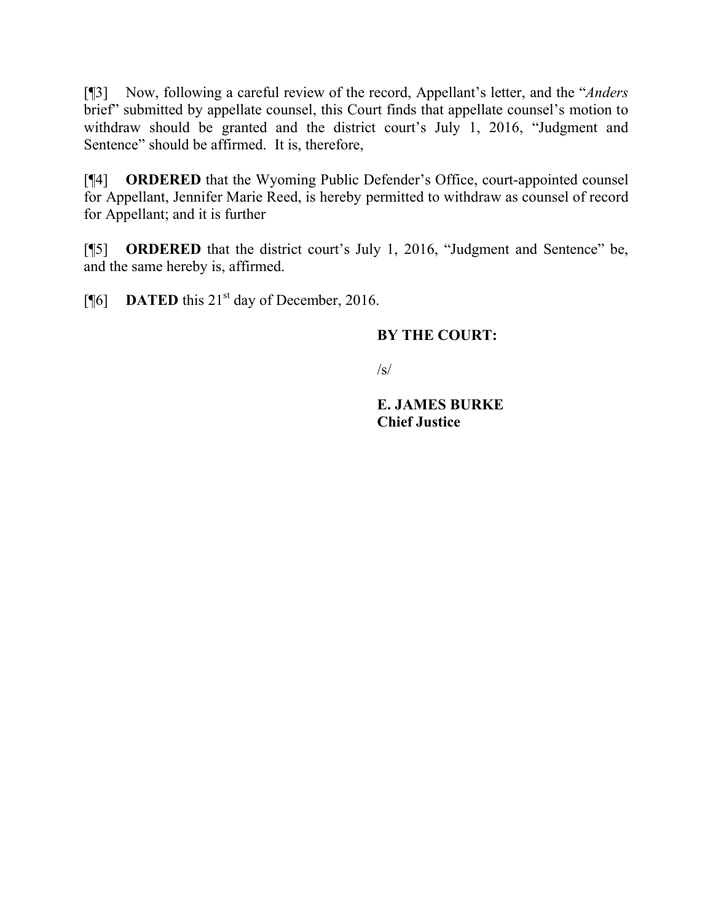[¶3] Now, following a careful review of the record, Appellant's letter, and the "*Anders* brief" submitted by appellate counsel, this Court finds that appellate counsel's motion to withdraw should be granted and the district court's July 1, 2016, "Judgment and Sentence" should be affirmed. It is, therefore,

[¶4] **ORDERED** that the Wyoming Public Defender's Office, court-appointed counsel for Appellant, Jennifer Marie Reed, is hereby permitted to withdraw as counsel of record for Appellant; and it is further

[¶5] **ORDERED** that the district court's July 1, 2016, "Judgment and Sentence" be, and the same hereby is, affirmed.

[¶6] **DATED** this 21st day of December, 2016.

**BY THE COURT:**

/s/

**E. JAMES BURKE**
**Chief Justice**